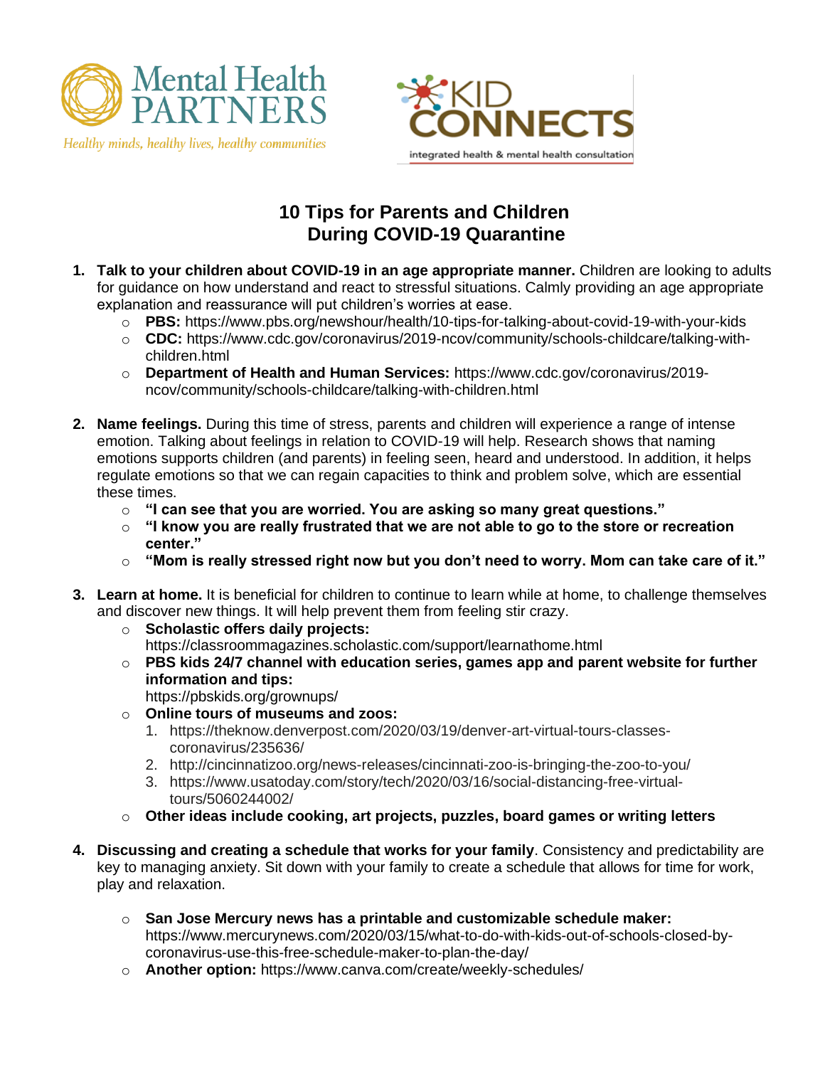Mental Health PARTNERS

*Healthy minds, healthy lives, healthy communities*

KID CONNECTS

integrated health & mental health consultation

# 10 Tips for Parents and Children During COVID-19 Quarantine

1. **Talk to your children about COVID-19 in an age appropriate manner.** Children are looking to adults for guidance on how understand and react to stressful situations. Calmly providing an age appropriate explanation and reassurance will put children's worries at ease.
    - **PBS:** https://www.pbs.org/newshour/health/10-tips-for-talking-about-covid-19-with-your-kids
    - **CDC:** https://www.cdc.gov/coronavirus/2019-ncov/community/schools-childcare/talking-with-children.html
    - **Department of Health and Human Services:** https://www.cdc.gov/coronavirus/2019-ncov/community/schools-childcare/talking-with-children.html

2. **Name feelings.** During this time of stress, parents and children will experience a range of intense emotion. Talking about feelings in relation to COVID-19 will help. Research shows that naming emotions supports children (and parents) in feeling seen, heard and understood. In addition, it helps regulate emotions so that we can regain capacities to think and problem solve, which are essential these times.
    - **"I can see that you are worried. You are asking so many great questions."**
    - **"I know you are really frustrated that we are not able to go to the store or recreation center."**
    - **"Mom is really stressed right now but you don't need to worry. Mom can take care of it."**

3. **Learn at home.** It is beneficial for children to continue to learn while at home, to challenge themselves and discover new things. It will help prevent them from feeling stir crazy.
    - **Scholastic offers daily projects:** https://classroommagazines.scholastic.com/support/learnathome.html
    - **PBS kids 24/7 channel with education series, games app and parent website for further information and tips:** https://pbskids.org/grownups/
    - **Online tours of museums and zoos:**
        1. https://theknow.denverpost.com/2020/03/19/denver-art-virtual-tours-classes-coronavirus/235636/
        2. http://cincinnatizoo.org/news-releases/cincinnati-zoo-is-bringing-the-zoo-to-you/
        3. https://www.usatoday.com/story/tech/2020/03/16/social-distancing-free-virtual-tours/5060244002/
    - **Other ideas include cooking, art projects, puzzles, board games or writing letters**

4. **Discussing and creating a schedule that works for your family**. Consistency and predictability are key to managing anxiety. Sit down with your family to create a schedule that allows for time for work, play and relaxation.
    - **San Jose Mercury news has a printable and customizable schedule maker:** https://www.mercurynews.com/2020/03/15/what-to-do-with-kids-out-of-schools-closed-by-coronavirus-use-this-free-schedule-maker-to-plan-the-day/
    - **Another option:** https://www.canva.com/create/weekly-schedules/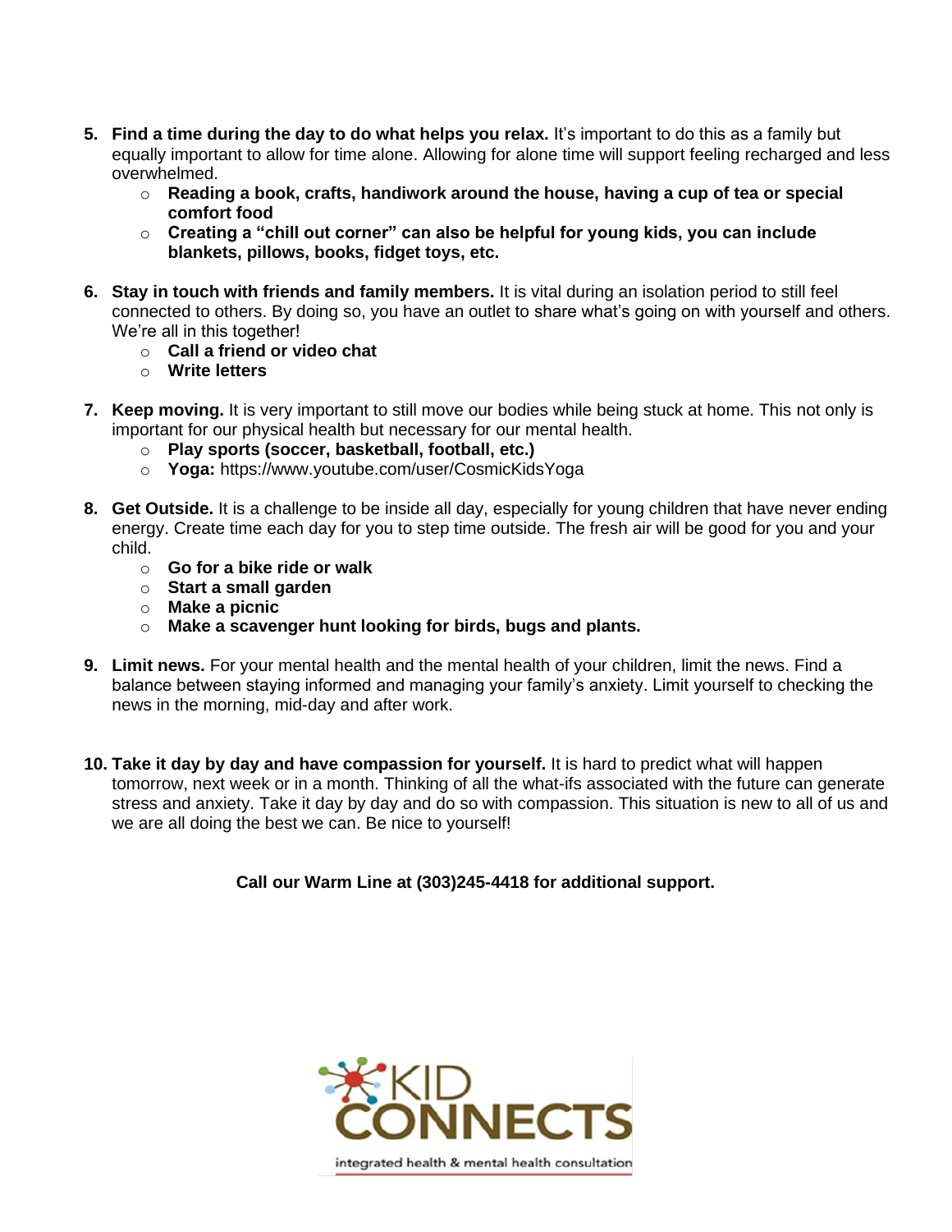5. **Find a time during the day to do what helps you relax.** It's important to do this as a family but equally important to allow for time alone. Allowing for alone time will support feeling recharged and less overwhelmed.
   - **Reading a book, crafts, handiwork around the house, having a cup of tea or special comfort food**
   - **Creating a "chill out corner" can also be helpful for young kids, you can include blankets, pillows, books, fidget toys, etc.**

6. **Stay in touch with friends and family members.** It is vital during an isolation period to still feel connected to others. By doing so, you have an outlet to share what's going on with yourself and others. We're all in this together!
   - **Call a friend or video chat**
   - **Write letters**

7. **Keep moving.** It is very important to still move our bodies while being stuck at home. This not only is important for our physical health but necessary for our mental health.
   - **Play sports (soccer, basketball, football, etc.)**
   - **Yoga:** https://www.youtube.com/user/CosmicKidsYoga

8. **Get Outside.** It is a challenge to be inside all day, especially for young children that have never ending energy. Create time each day for you to step time outside. The fresh air will be good for you and your child.
   - **Go for a bike ride or walk**
   - **Start a small garden**
   - **Make a picnic**
   - **Make a scavenger hunt looking for birds, bugs and plants.**

9. **Limit news.** For your mental health and the mental health of your children, limit the news. Find a balance between staying informed and managing your family's anxiety. Limit yourself to checking the news in the morning, mid-day and after work.

10. **Take it day by day and have compassion for yourself.** It is hard to predict what will happen tomorrow, next week or in a month. Thinking of all the what-ifs associated with the future can generate stress and anxiety. Take it day by day and do so with compassion. This situation is new to all of us and we are all doing the best we can. Be nice to yourself!

**Call our Warm Line at (303)245-4418 for additional support.**

KID CONNECTS

integrated health & mental health consultation